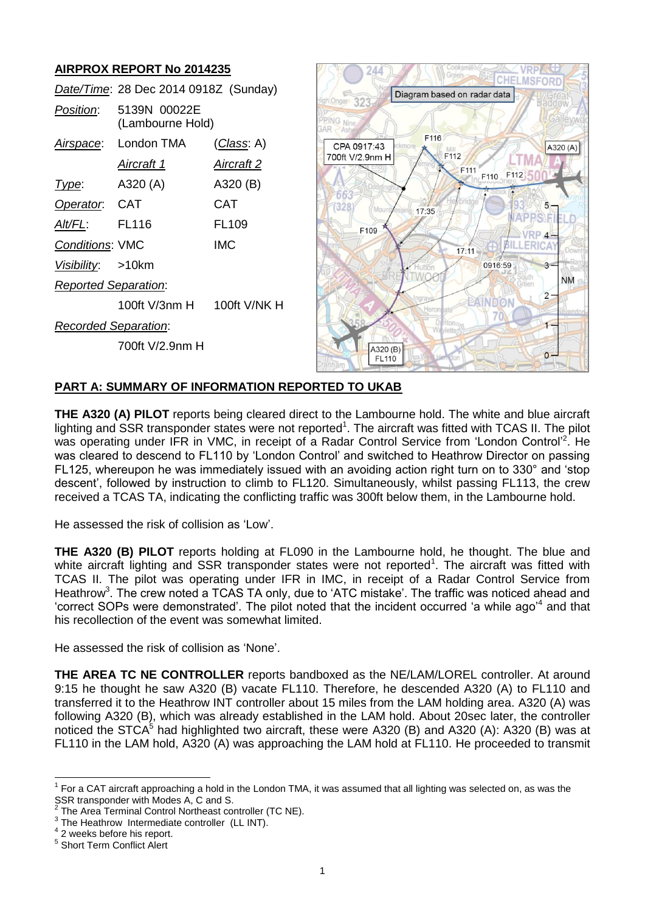## AIRPROX REPORT No 2014235

| | | |
|---|---|---|
| *Date/Time*: | 28 Dec 2014 0918Z (Sunday) | |
| *Position*: | 5139N 00022E (Lambourne Hold) | |
| *Airspace*: | London TMA | (*Class*: A) |
| | *Aircraft 1* | *Aircraft 2* |
| *Type*: | A320 (A) | A320 (B) |
| *Operator*: | CAT | CAT |
| *Alt/FL*: | FL116 | FL109 |
| *Conditions*: | VMC | IMC |
| *Visibility*: | >10km | |
| *Reported Separation*: | | |
| | 100ft V/3nm H | 100ft V/NK H |
| *Recorded Separation*: | | |
| | 700ft V/2.9nm H | |

## PART A: SUMMARY OF INFORMATION REPORTED TO UKAB

**THE A320 (A) PILOT** reports being cleared direct to the Lambourne hold. The white and blue aircraft lighting and SSR transponder states were not reported[1]. The aircraft was fitted with TCAS II. The pilot was operating under IFR in VMC, in receipt of a Radar Control Service from 'London Control'[2]. He was cleared to descend to FL110 by 'London Control' and switched to Heathrow Director on passing FL125, whereupon he was immediately issued with an avoiding action right turn on to 330° and 'stop descent', followed by instruction to climb to FL120. Simultaneously, whilst passing FL113, the crew received a TCAS TA, indicating the conflicting traffic was 300ft below them, in the Lambourne hold.

He assessed the risk of collision as 'Low'.

**THE A320 (B) PILOT** reports holding at FL090 in the Lambourne hold, he thought. The blue and white aircraft lighting and SSR transponder states were not reported[1]. The aircraft was fitted with TCAS II. The pilot was operating under IFR in IMC, in receipt of a Radar Control Service from Heathrow[3]. The crew noted a TCAS TA only, due to 'ATC mistake'. The traffic was noticed ahead and 'correct SOPs were demonstrated'. The pilot noted that the incident occurred 'a while ago'[4] and that his recollection of the event was somewhat limited.

He assessed the risk of collision as 'None'.

**THE AREA TC NE CONTROLLER** reports bandboxed as the NE/LAM/LOREL controller. At around 9:15 he thought he saw A320 (B) vacate FL110. Therefore, he descended A320 (A) to FL110 and transferred it to the Heathrow INT controller about 15 miles from the LAM holding area. A320 (A) was following A320 (B), which was already established in the LAM hold. About 20sec later, the controller noticed the STCA[5] had highlighted two aircraft, these were A320 (B) and A320 (A): A320 (B) was at FL110 in the LAM hold, A320 (A) was approaching the LAM hold at FL110. He proceeded to transmit

---

[1] For a CAT aircraft approaching a hold in the London TMA, it was assumed that all lighting was selected on, as was the SSR transponder with Modes A, C and S.

[2] The Area Terminal Control Northeast controller (TC NE).

[3] The Heathrow Intermediate controller (LL INT).

[4] 2 weeks before his report.

[5] Short Term Conflict Alert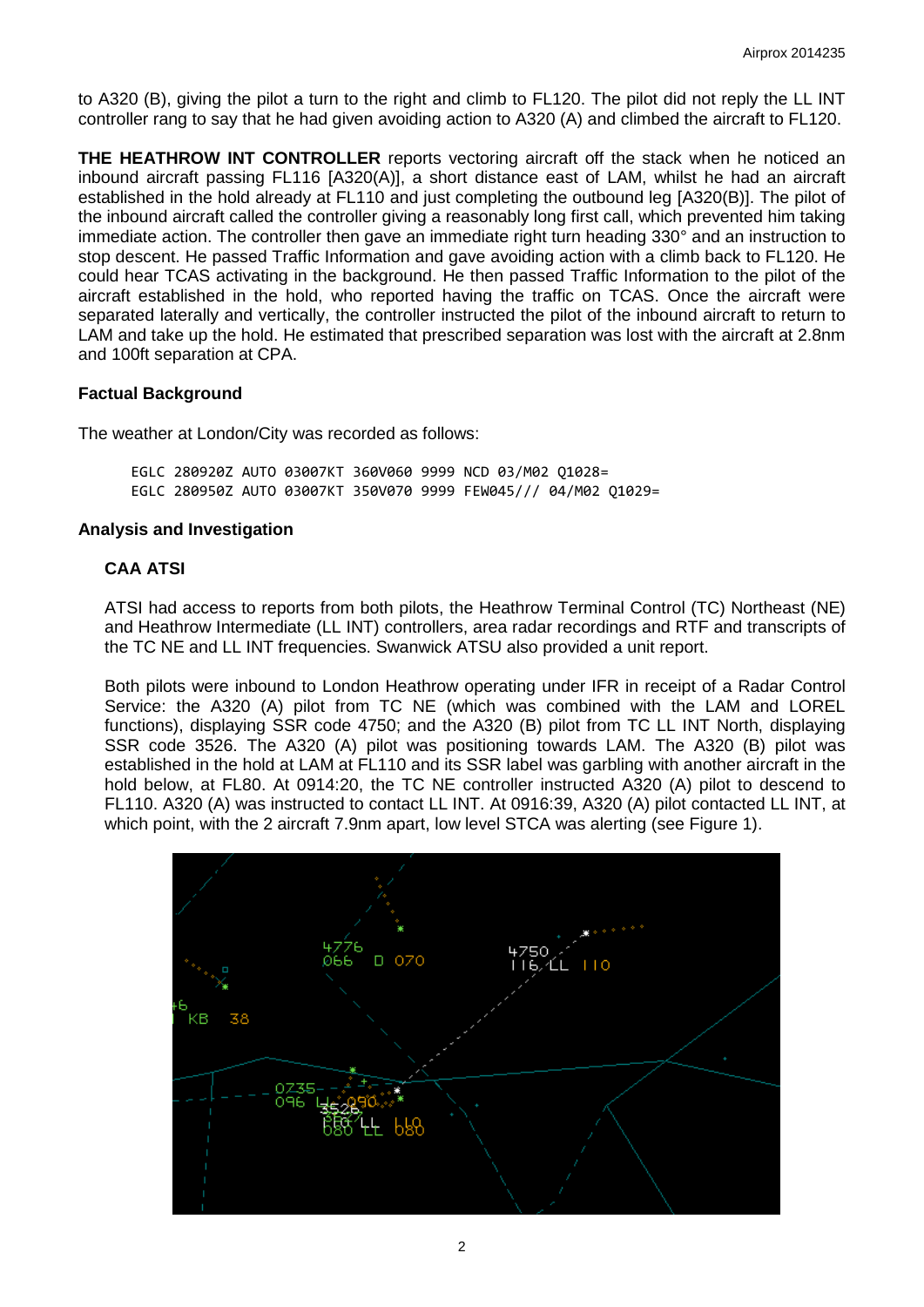to A320 (B), giving the pilot a turn to the right and climb to FL120. The pilot did not reply the LL INT controller rang to say that he had given avoiding action to A320 (A) and climbed the aircraft to FL120.

**THE HEATHROW INT CONTROLLER** reports vectoring aircraft off the stack when he noticed an inbound aircraft passing FL116 [A320(A)], a short distance east of LAM, whilst he had an aircraft established in the hold already at FL110 and just completing the outbound leg [A320(B)]. The pilot of the inbound aircraft called the controller giving a reasonably long first call, which prevented him taking immediate action. The controller then gave an immediate right turn heading 330° and an instruction to stop descent. He passed Traffic Information and gave avoiding action with a climb back to FL120. He could hear TCAS activating in the background. He then passed Traffic Information to the pilot of the aircraft established in the hold, who reported having the traffic on TCAS. Once the aircraft were separated laterally and vertically, the controller instructed the pilot of the inbound aircraft to return to LAM and take up the hold. He estimated that prescribed separation was lost with the aircraft at 2.8nm and 100ft separation at CPA.

## Factual Background

The weather at London/City was recorded as follows:

```
EGLC 280920Z AUTO 03007KT 360V060 9999 NCD 03/M02 Q1028=
EGLC 280950Z AUTO 03007KT 350V070 9999 FEW045/// 04/M02 Q1029=
```

## Analysis and Investigation

### CAA ATSI

ATSI had access to reports from both pilots, the Heathrow Terminal Control (TC) Northeast (NE) and Heathrow Intermediate (LL INT) controllers, area radar recordings and RTF and transcripts of the TC NE and LL INT frequencies. Swanwick ATSU also provided a unit report.

Both pilots were inbound to London Heathrow operating under IFR in receipt of a Radar Control Service: the A320 (A) pilot from TC NE (which was combined with the LAM and LOREL functions), displaying SSR code 4750; and the A320 (B) pilot from TC LL INT North, displaying SSR code 3526. The A320 (A) pilot was positioning towards LAM. The A320 (B) pilot was established in the hold at LAM at FL110 and its SSR label was garbling with another aircraft in the hold below, at FL80. At 0914:20, the TC NE controller instructed A320 (A) pilot to descend to FL110. A320 (A) was instructed to contact LL INT. At 0916:39, A320 (A) pilot contacted LL INT, at which point, with the 2 aircraft 7.9nm apart, low level STCA was alerting (see Figure 1).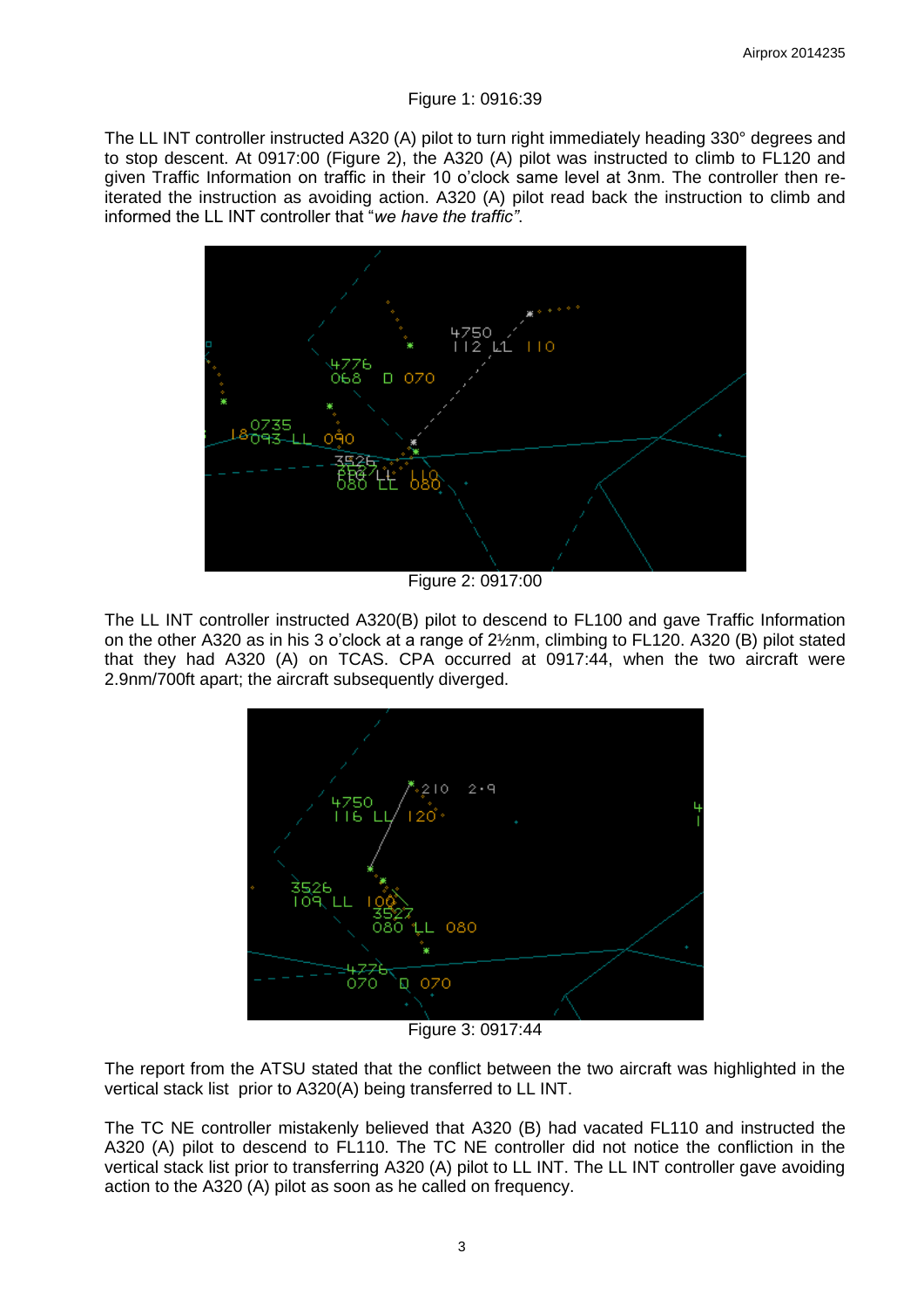Figure 1: 0916:39

The LL INT controller instructed A320 (A) pilot to turn right immediately heading 330° degrees and to stop descent. At 0917:00 (Figure 2), the A320 (A) pilot was instructed to climb to FL120 and given Traffic Information on traffic in their 10 o'clock same level at 3nm. The controller then re-iterated the instruction as avoiding action. A320 (A) pilot read back the instruction to climb and informed the LL INT controller that "*we have the traffic"*.

Figure 2: 0917:00

The LL INT controller instructed A320(B) pilot to descend to FL100 and gave Traffic Information on the other A320 as in his 3 o'clock at a range of 2½nm, climbing to FL120. A320 (B) pilot stated that they had A320 (A) on TCAS. CPA occurred at 0917:44, when the two aircraft were 2.9nm/700ft apart; the aircraft subsequently diverged.

Figure 3: 0917:44

The report from the ATSU stated that the conflict between the two aircraft was highlighted in the vertical stack list prior to A320(A) being transferred to LL INT.

The TC NE controller mistakenly believed that A320 (B) had vacated FL110 and instructed the A320 (A) pilot to descend to FL110. The TC NE controller did not notice the confliction in the vertical stack list prior to transferring A320 (A) pilot to LL INT. The LL INT controller gave avoiding action to the A320 (A) pilot as soon as he called on frequency.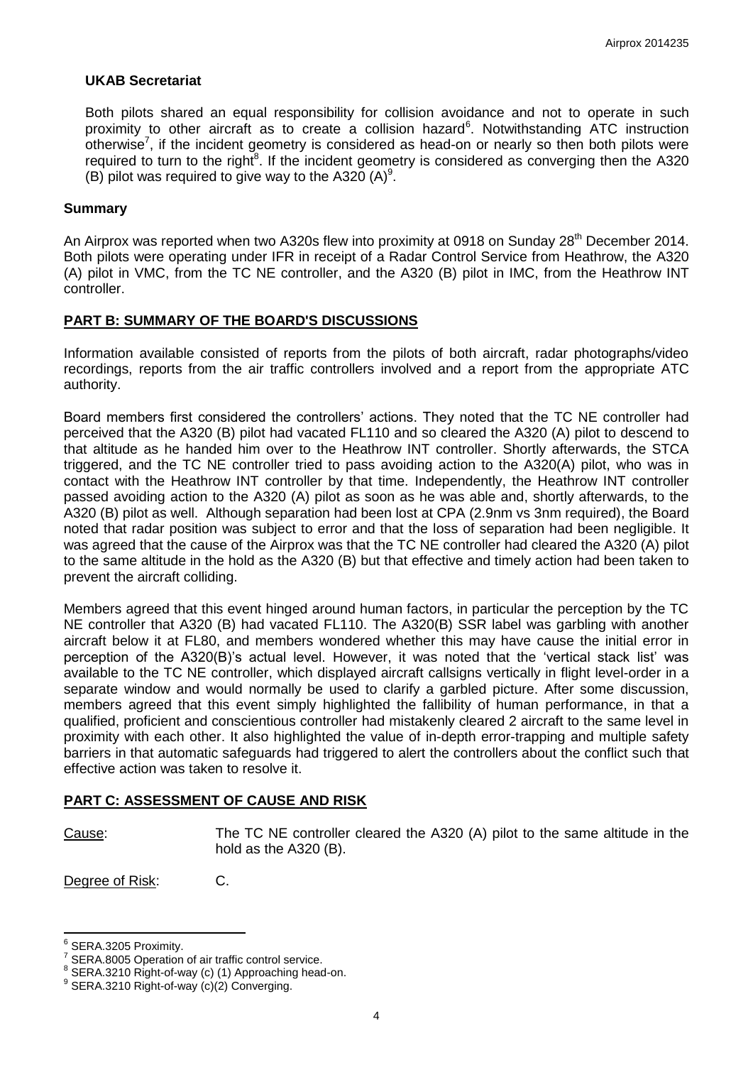**UKAB Secretariat**

Both pilots shared an equal responsibility for collision avoidance and not to operate in such proximity to other aircraft as to create a collision hazard[6]. Notwithstanding ATC instruction otherwise[7], if the incident geometry is considered as head-on or nearly so then both pilots were required to turn to the right[8]. If the incident geometry is considered as converging then the A320 (B) pilot was required to give way to the A320 (A)[9].

**Summary**

An Airprox was reported when two A320s flew into proximity at 0918 on Sunday 28th December 2014. Both pilots were operating under IFR in receipt of a Radar Control Service from Heathrow, the A320 (A) pilot in VMC, from the TC NE controller, and the A320 (B) pilot in IMC, from the Heathrow INT controller.

**PART B: SUMMARY OF THE BOARD'S DISCUSSIONS**

Information available consisted of reports from the pilots of both aircraft, radar photographs/video recordings, reports from the air traffic controllers involved and a report from the appropriate ATC authority.

Board members first considered the controllers' actions. They noted that the TC NE controller had perceived that the A320 (B) pilot had vacated FL110 and so cleared the A320 (A) pilot to descend to that altitude as he handed him over to the Heathrow INT controller. Shortly afterwards, the STCA triggered, and the TC NE controller tried to pass avoiding action to the A320(A) pilot, who was in contact with the Heathrow INT controller by that time. Independently, the Heathrow INT controller passed avoiding action to the A320 (A) pilot as soon as he was able and, shortly afterwards, to the A320 (B) pilot as well. Although separation had been lost at CPA (2.9nm vs 3nm required), the Board noted that radar position was subject to error and that the loss of separation had been negligible. It was agreed that the cause of the Airprox was that the TC NE controller had cleared the A320 (A) pilot to the same altitude in the hold as the A320 (B) but that effective and timely action had been taken to prevent the aircraft colliding.

Members agreed that this event hinged around human factors, in particular the perception by the TC NE controller that A320 (B) had vacated FL110. The A320(B) SSR label was garbling with another aircraft below it at FL80, and members wondered whether this may have cause the initial error in perception of the A320(B)'s actual level. However, it was noted that the 'vertical stack list' was available to the TC NE controller, which displayed aircraft callsigns vertically in flight level-order in a separate window and would normally be used to clarify a garbled picture. After some discussion, members agreed that this event simply highlighted the fallibility of human performance, in that a qualified, proficient and conscientious controller had mistakenly cleared 2 aircraft to the same level in proximity with each other. It also highlighted the value of in-depth error-trapping and multiple safety barriers in that automatic safeguards had triggered to alert the controllers about the conflict such that effective action was taken to resolve it.

**PART C: ASSESSMENT OF CAUSE AND RISK**

Cause: The TC NE controller cleared the A320 (A) pilot to the same altitude in the hold as the A320 (B).

Degree of Risk: C.

---

[6] SERA.3205 Proximity.
[7] SERA.8005 Operation of air traffic control service.
[8] SERA.3210 Right-of-way (c) (1) Approaching head-on.
[9] SERA.3210 Right-of-way (c)(2) Converging.